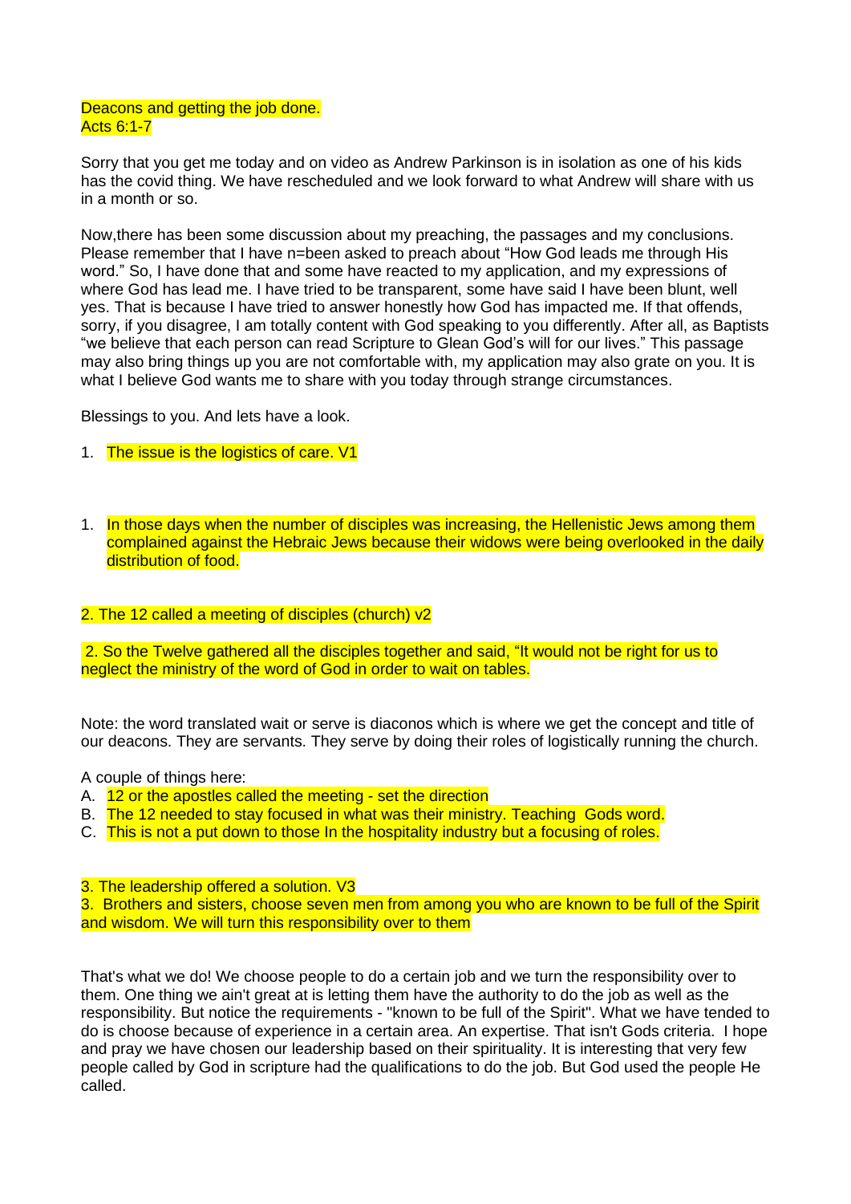Deacons and getting the job done.
Acts 6:1-7

Sorry that you get me today and on video as Andrew Parkinson is in isolation as one of his kids has the covid thing. We have rescheduled and we look forward to what Andrew will share with us in a month or so.

Now,there has been some discussion about my preaching, the passages and my conclusions. Please remember that I have n=been asked to preach about "How God leads me through His word." So, I have done that and some have reacted to my application, and my expressions of where God has lead me. I have tried to be transparent, some have said I have been blunt, well yes. That is because I have tried to answer honestly how God has impacted me. If that offends, sorry, if you disagree, I am totally content with God speaking to you differently. After all, as Baptists "we believe that each person can read Scripture to Glean God's will for our lives." This passage may also bring things up you are not comfortable with, my application may also grate on you. It is what I believe God wants me to share with you today through strange circumstances.

Blessings to you. And lets have a look.

1. The issue is the logistics of care. V1

1. In those days when the number of disciples was increasing, the Hellenistic Jews among them complained against the Hebraic Jews because their widows were being overlooked in the daily distribution of food.

2. The 12 called a meeting of disciples (church) v2

2. So the Twelve gathered all the disciples together and said, "It would not be right for us to neglect the ministry of the word of God in order to wait on tables.

Note: the word translated wait or serve is diaconos which is where we get the concept and title of our deacons. They are servants. They serve by doing their roles of logistically running the church.

A couple of things here:

A. 12 or the apostles called the meeting - set the direction
B. The 12 needed to stay focused in what was their ministry. Teaching Gods word.
C. This is not a put down to those In the hospitality industry but a focusing of roles.

3. The leadership offered a solution. V3

3. Brothers and sisters, choose seven men from among you who are known to be full of the Spirit and wisdom. We will turn this responsibility over to them

That's what we do! We choose people to do a certain job and we turn the responsibility over to them. One thing we ain't great at is letting them have the authority to do the job as well as the responsibility. But notice the requirements - "known to be full of the Spirit". What we have tended to do is choose because of experience in a certain area. An expertise. That isn't Gods criteria. I hope and pray we have chosen our leadership based on their spirituality. It is interesting that very few people called by God in scripture had the qualifications to do the job. But God used the people He called.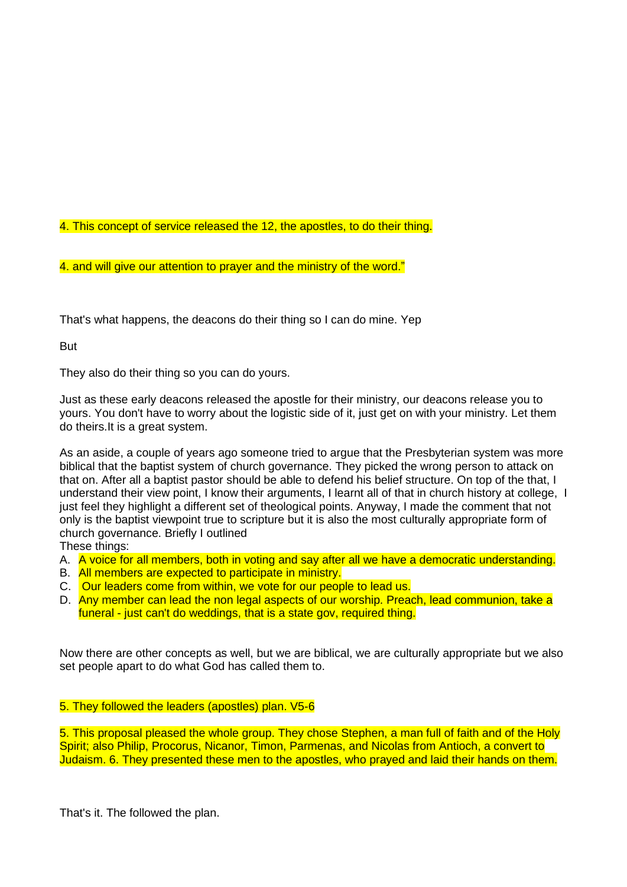4. This concept of service released the 12, the apostles, to do their thing.

4. and will give our attention to prayer and the ministry of the word."

That's what happens, the deacons do their thing so I can do mine. Yep

But

They also do their thing so you can do yours.

Just as these early deacons released the apostle for their ministry, our deacons release you to yours. You don't have to worry about the logistic side of it, just get on with your ministry. Let them do theirs.It is a great system.

As an aside, a couple of years ago someone tried to argue that the Presbyterian system was more biblical that the baptist system of church governance. They picked the wrong person to attack on that on. After all a baptist pastor should be able to defend his belief structure. On top of the that, I understand their view point, I know their arguments, I learnt all of that in church history at college, I just feel they highlight a different set of theological points. Anyway, I made the comment that not only is the baptist viewpoint true to scripture but it is also the most culturally appropriate form of church governance. Briefly I outlined
These things:

A. A voice for all members, both in voting and say after all we have a democratic understanding.
B. All members are expected to participate in ministry.
C. Our leaders come from within, we vote for our people to lead us.
D. Any member can lead the non legal aspects of our worship. Preach, lead communion, take a funeral - just can't do weddings, that is a state gov, required thing.

Now there are other concepts as well, but we are biblical, we are culturally appropriate but we also set people apart to do what God has called them to.

5. They followed the leaders (apostles) plan. V5-6

5. This proposal pleased the whole group. They chose Stephen, a man full of faith and of the Holy Spirit; also Philip, Procorus, Nicanor, Timon, Parmenas, and Nicolas from Antioch, a convert to Judaism. 6. They presented these men to the apostles, who prayed and laid their hands on them.

That's it. The followed the plan.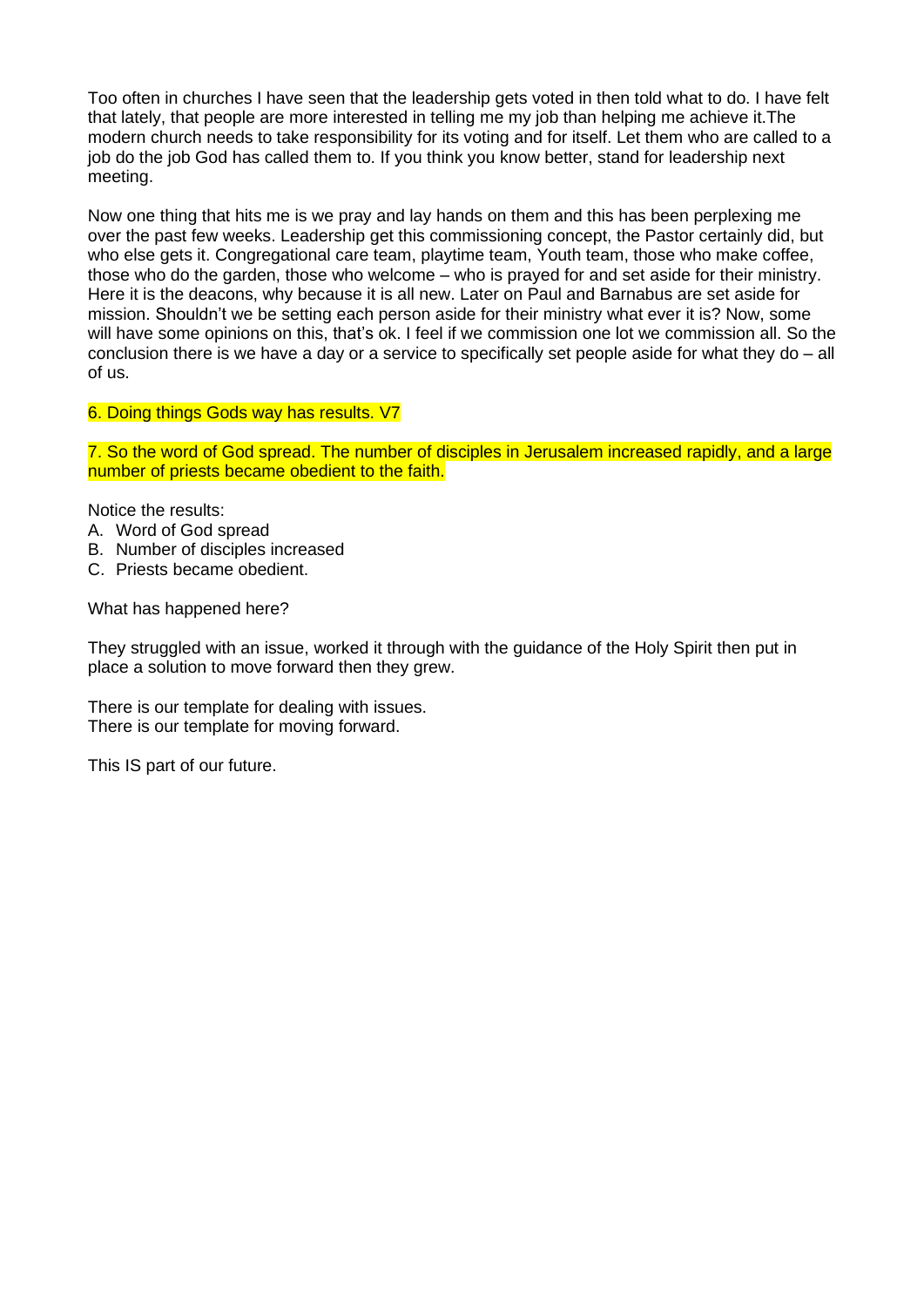Too often in churches I have seen that the leadership gets voted in then told what to do. I have felt that lately, that people are more interested in telling me my job than helping me achieve it.The modern church needs to take responsibility for its voting and for itself. Let them who are called to a job do the job God has called them to. If you think you know better, stand for leadership next meeting.

Now one thing that hits me is we pray and lay hands on them and this has been perplexing me over the past few weeks. Leadership get this commissioning concept, the Pastor certainly did, but who else gets it. Congregational care team, playtime team, Youth team, those who make coffee, those who do the garden, those who welcome – who is prayed for and set aside for their ministry. Here it is the deacons, why because it is all new. Later on Paul and Barnabus are set aside for mission. Shouldn't we be setting each person aside for their ministry what ever it is? Now, some will have some opinions on this, that's ok. I feel if we commission one lot we commission all. So the conclusion there is we have a day or a service to specifically set people aside for what they do – all of us.

6. Doing things Gods way has results. V7

7. So the word of God spread. The number of disciples in Jerusalem increased rapidly, and a large number of priests became obedient to the faith.

Notice the results:

A. Word of God spread
B. Number of disciples increased
C. Priests became obedient.

What has happened here?

They struggled with an issue, worked it through with the guidance of the Holy Spirit then put in place a solution to move forward then they grew.

There is our template for dealing with issues.
There is our template for moving forward.

This IS part of our future.